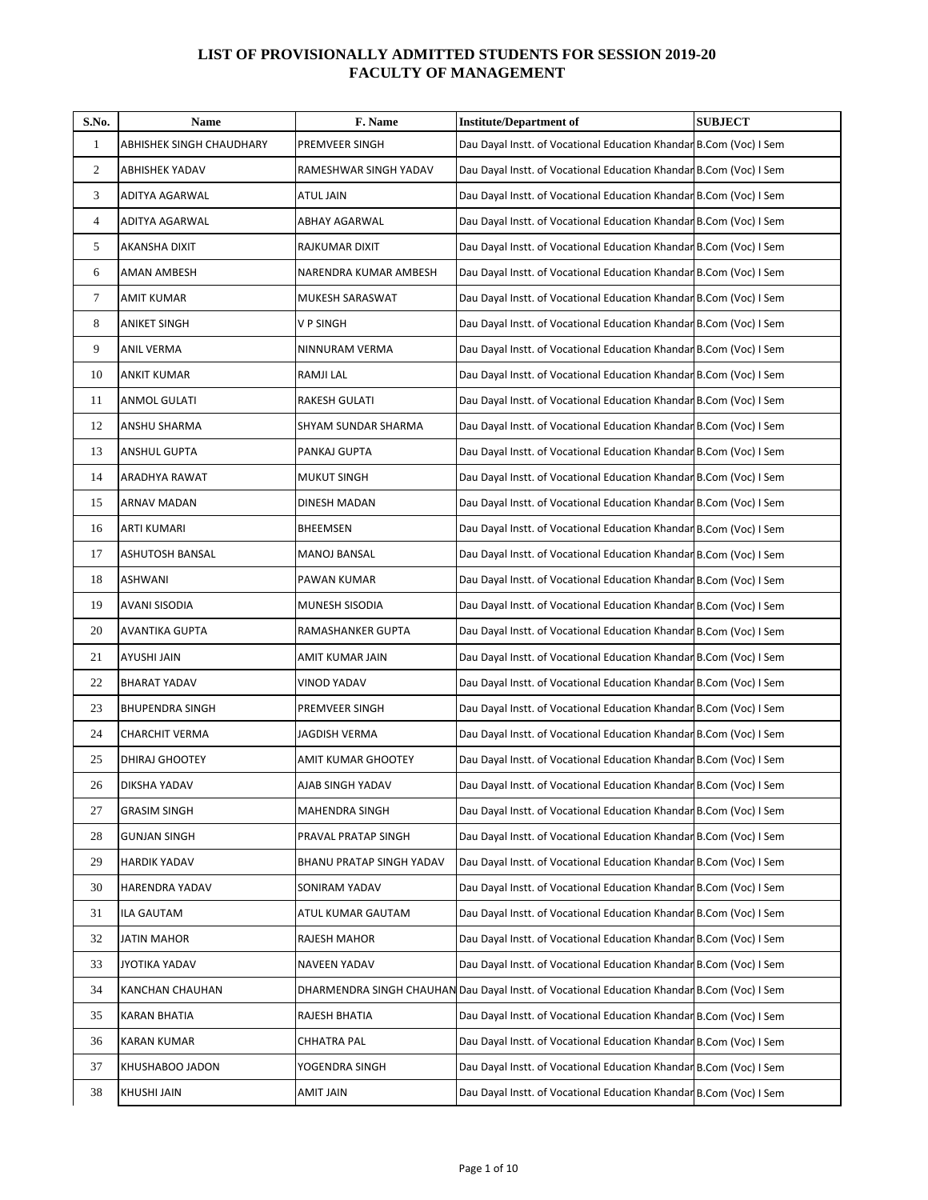# LIST OF PROVISIONALLY ADMITTED STUDENTS FOR SESSION 2019-20
## FACULTY OF MANAGEMENT

| S.No. | Name | F. Name | Institute/Department of | SUBJECT |
|---|---|---|---|---|
| 1 | ABHISHEK SINGH CHAUDHARY | PREMVEER SINGH | Dau Dayal Instt. of Vocational Education Khandar | B.Com (Voc) I Sem |
| 2 | ABHISHEK YADAV | RAMESHWAR SINGH YADAV | Dau Dayal Instt. of Vocational Education Khandar | B.Com (Voc) I Sem |
| 3 | ADITYA AGARWAL | ATUL JAIN | Dau Dayal Instt. of Vocational Education Khandar | B.Com (Voc) I Sem |
| 4 | ADITYA AGARWAL | ABHAY AGARWAL | Dau Dayal Instt. of Vocational Education Khandar | B.Com (Voc) I Sem |
| 5 | AKANSHA DIXIT | RAJKUMAR DIXIT | Dau Dayal Instt. of Vocational Education Khandar | B.Com (Voc) I Sem |
| 6 | AMAN AMBESH | NARENDRA KUMAR AMBESH | Dau Dayal Instt. of Vocational Education Khandar | B.Com (Voc) I Sem |
| 7 | AMIT KUMAR | MUKESH SARASWAT | Dau Dayal Instt. of Vocational Education Khandar | B.Com (Voc) I Sem |
| 8 | ANIKET SINGH | V P SINGH | Dau Dayal Instt. of Vocational Education Khandar | B.Com (Voc) I Sem |
| 9 | ANIL VERMA | NINNURAM VERMA | Dau Dayal Instt. of Vocational Education Khandar | B.Com (Voc) I Sem |
| 10 | ANKIT KUMAR | RAMJI LAL | Dau Dayal Instt. of Vocational Education Khandar | B.Com (Voc) I Sem |
| 11 | ANMOL GULATI | RAKESH GULATI | Dau Dayal Instt. of Vocational Education Khandar | B.Com (Voc) I Sem |
| 12 | ANSHU SHARMA | SHYAM SUNDAR SHARMA | Dau Dayal Instt. of Vocational Education Khandar | B.Com (Voc) I Sem |
| 13 | ANSHUL GUPTA | PANKAJ GUPTA | Dau Dayal Instt. of Vocational Education Khandar | B.Com (Voc) I Sem |
| 14 | ARADHYA RAWAT | MUKUT SINGH | Dau Dayal Instt. of Vocational Education Khandar | B.Com (Voc) I Sem |
| 15 | ARNAV MADAN | DINESH MADAN | Dau Dayal Instt. of Vocational Education Khandar | B.Com (Voc) I Sem |
| 16 | ARTI KUMARI | BHEEMSEN | Dau Dayal Instt. of Vocational Education Khandar | B.Com (Voc) I Sem |
| 17 | ASHUTOSH BANSAL | MANOJ BANSAL | Dau Dayal Instt. of Vocational Education Khandar | B.Com (Voc) I Sem |
| 18 | ASHWANI | PAWAN KUMAR | Dau Dayal Instt. of Vocational Education Khandar | B.Com (Voc) I Sem |
| 19 | AVANI SISODIA | MUNESH SISODIA | Dau Dayal Instt. of Vocational Education Khandar | B.Com (Voc) I Sem |
| 20 | AVANTIKA GUPTA | RAMASHANKER GUPTA | Dau Dayal Instt. of Vocational Education Khandar | B.Com (Voc) I Sem |
| 21 | AYUSHI JAIN | AMIT KUMAR JAIN | Dau Dayal Instt. of Vocational Education Khandar | B.Com (Voc) I Sem |
| 22 | BHARAT YADAV | VINOD YADAV | Dau Dayal Instt. of Vocational Education Khandar | B.Com (Voc) I Sem |
| 23 | BHUPENDRA SINGH | PREMVEER SINGH | Dau Dayal Instt. of Vocational Education Khandar | B.Com (Voc) I Sem |
| 24 | CHARCHIT VERMA | JAGDISH VERMA | Dau Dayal Instt. of Vocational Education Khandar | B.Com (Voc) I Sem |
| 25 | DHIRAJ GHOOTEY | AMIT KUMAR GHOOTEY | Dau Dayal Instt. of Vocational Education Khandar | B.Com (Voc) I Sem |
| 26 | DIKSHA YADAV | AJAB SINGH YADAV | Dau Dayal Instt. of Vocational Education Khandar | B.Com (Voc) I Sem |
| 27 | GRASIM SINGH | MAHENDRA SINGH | Dau Dayal Instt. of Vocational Education Khandar | B.Com (Voc) I Sem |
| 28 | GUNJAN SINGH | PRAVAL PRATAP SINGH | Dau Dayal Instt. of Vocational Education Khandar | B.Com (Voc) I Sem |
| 29 | HARDIK YADAV | BHANU PRATAP SINGH YADAV | Dau Dayal Instt. of Vocational Education Khandar | B.Com (Voc) I Sem |
| 30 | HARENDRA YADAV | SONIRAM YADAV | Dau Dayal Instt. of Vocational Education Khandar | B.Com (Voc) I Sem |
| 31 | ILA GAUTAM | ATUL KUMAR GAUTAM | Dau Dayal Instt. of Vocational Education Khandar | B.Com (Voc) I Sem |
| 32 | JATIN MAHOR | RAJESH MAHOR | Dau Dayal Instt. of Vocational Education Khandar | B.Com (Voc) I Sem |
| 33 | JYOTIKA YADAV | NAVEEN YADAV | Dau Dayal Instt. of Vocational Education Khandar | B.Com (Voc) I Sem |
| 34 | KANCHAN CHAUHAN | DHARMENDRA SINGH CHAUHAN | Dau Dayal Instt. of Vocational Education Khandar | B.Com (Voc) I Sem |
| 35 | KARAN BHATIA | RAJESH BHATIA | Dau Dayal Instt. of Vocational Education Khandar | B.Com (Voc) I Sem |
| 36 | KARAN KUMAR | CHHATRA PAL | Dau Dayal Instt. of Vocational Education Khandar | B.Com (Voc) I Sem |
| 37 | KHUSHABOO JADON | YOGENDRA SINGH | Dau Dayal Instt. of Vocational Education Khandar | B.Com (Voc) I Sem |
| 38 | KHUSHI JAIN | AMIT JAIN | Dau Dayal Instt. of Vocational Education Khandar | B.Com (Voc) I Sem |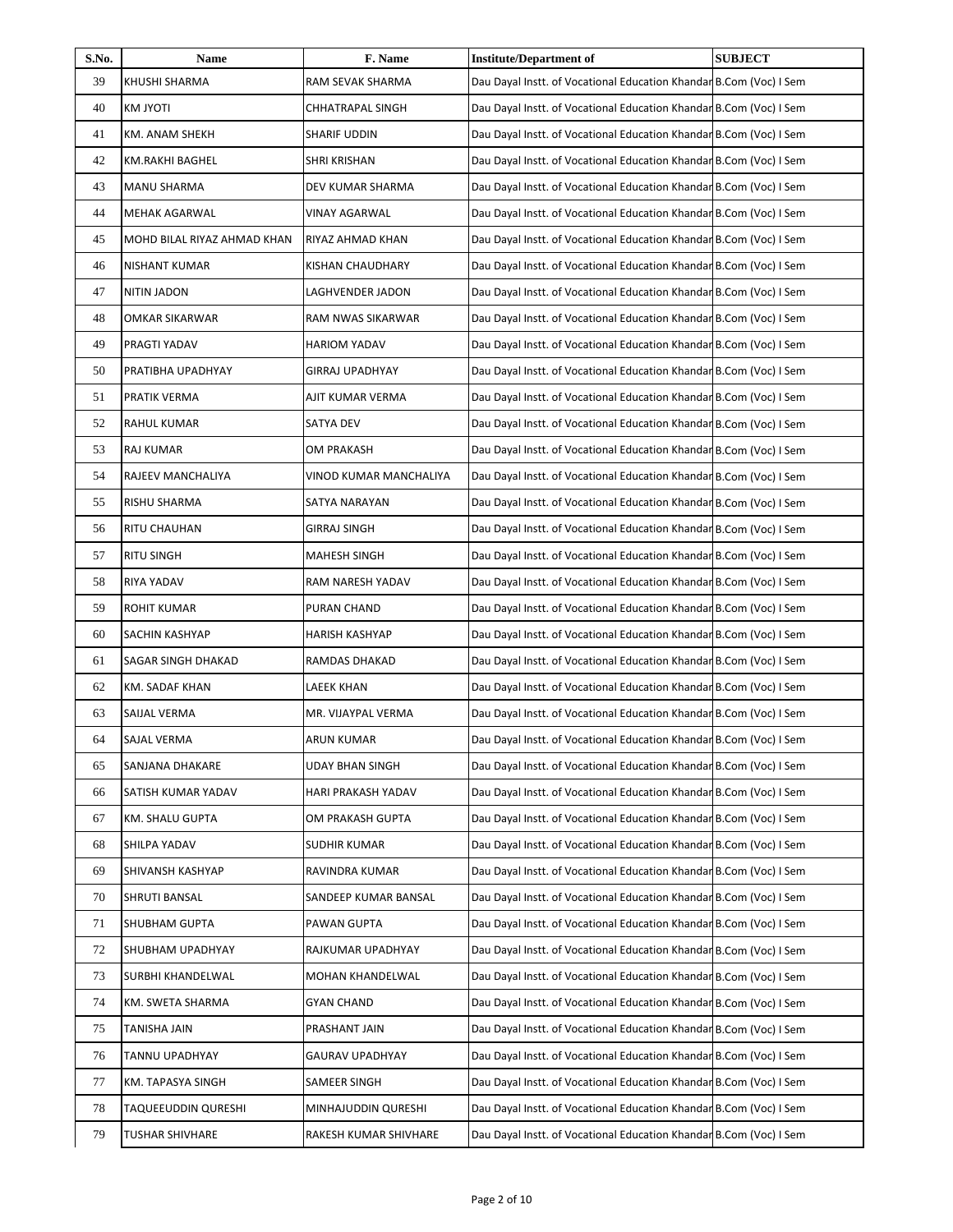| S.No. | Name | F. Name | Institute/Department of | SUBJECT |
|---|---|---|---|---|
| 39 | KHUSHI SHARMA | RAM SEVAK SHARMA | Dau Dayal Instt. of Vocational Education Khandar | B.Com (Voc) I Sem |
| 40 | KM JYOTI | CHHATRAPAL SINGH | Dau Dayal Instt. of Vocational Education Khandar | B.Com (Voc) I Sem |
| 41 | KM. ANAM SHEKH | SHARIF UDDIN | Dau Dayal Instt. of Vocational Education Khandar | B.Com (Voc) I Sem |
| 42 | KM.RAKHI BAGHEL | SHRI KRISHAN | Dau Dayal Instt. of Vocational Education Khandar | B.Com (Voc) I Sem |
| 43 | MANU SHARMA | DEV KUMAR SHARMA | Dau Dayal Instt. of Vocational Education Khandar | B.Com (Voc) I Sem |
| 44 | MEHAK AGARWAL | VINAY AGARWAL | Dau Dayal Instt. of Vocational Education Khandar | B.Com (Voc) I Sem |
| 45 | MOHD BILAL RIYAZ AHMAD KHAN | RIYAZ AHMAD KHAN | Dau Dayal Instt. of Vocational Education Khandar | B.Com (Voc) I Sem |
| 46 | NISHANT KUMAR | KISHAN CHAUDHARY | Dau Dayal Instt. of Vocational Education Khandar | B.Com (Voc) I Sem |
| 47 | NITIN JADON | LAGHVENDER JADON | Dau Dayal Instt. of Vocational Education Khandar | B.Com (Voc) I Sem |
| 48 | OMKAR SIKARWAR | RAM NWAS SIKARWAR | Dau Dayal Instt. of Vocational Education Khandar | B.Com (Voc) I Sem |
| 49 | PRAGTI YADAV | HARIOM YADAV | Dau Dayal Instt. of Vocational Education Khandar | B.Com (Voc) I Sem |
| 50 | PRATIBHA UPADHYAY | GIRRAJ UPADHYAY | Dau Dayal Instt. of Vocational Education Khandar | B.Com (Voc) I Sem |
| 51 | PRATIK VERMA | AJIT KUMAR VERMA | Dau Dayal Instt. of Vocational Education Khandar | B.Com (Voc) I Sem |
| 52 | RAHUL KUMAR | SATYA DEV | Dau Dayal Instt. of Vocational Education Khandar | B.Com (Voc) I Sem |
| 53 | RAJ KUMAR | OM PRAKASH | Dau Dayal Instt. of Vocational Education Khandar | B.Com (Voc) I Sem |
| 54 | RAJEEV MANCHALIYA | VINOD KUMAR MANCHALIYA | Dau Dayal Instt. of Vocational Education Khandar | B.Com (Voc) I Sem |
| 55 | RISHU SHARMA | SATYA NARAYAN | Dau Dayal Instt. of Vocational Education Khandar | B.Com (Voc) I Sem |
| 56 | RITU CHAUHAN | GIRRAJ SINGH | Dau Dayal Instt. of Vocational Education Khandar | B.Com (Voc) I Sem |
| 57 | RITU SINGH | MAHESH SINGH | Dau Dayal Instt. of Vocational Education Khandar | B.Com (Voc) I Sem |
| 58 | RIYA YADAV | RAM NARESH YADAV | Dau Dayal Instt. of Vocational Education Khandar | B.Com (Voc) I Sem |
| 59 | ROHIT KUMAR | PURAN CHAND | Dau Dayal Instt. of Vocational Education Khandar | B.Com (Voc) I Sem |
| 60 | SACHIN KASHYAP | HARISH KASHYAP | Dau Dayal Instt. of Vocational Education Khandar | B.Com (Voc) I Sem |
| 61 | SAGAR SINGH DHAKAD | RAMDAS DHAKAD | Dau Dayal Instt. of Vocational Education Khandar | B.Com (Voc) I Sem |
| 62 | KM. SADAF KHAN | LAEEK KHAN | Dau Dayal Instt. of Vocational Education Khandar | B.Com (Voc) I Sem |
| 63 | SAIJAL VERMA | MR. VIJAYPAL VERMA | Dau Dayal Instt. of Vocational Education Khandar | B.Com (Voc) I Sem |
| 64 | SAJAL VERMA | ARUN KUMAR | Dau Dayal Instt. of Vocational Education Khandar | B.Com (Voc) I Sem |
| 65 | SANJANA DHAKARE | UDAY BHAN SINGH | Dau Dayal Instt. of Vocational Education Khandar | B.Com (Voc) I Sem |
| 66 | SATISH KUMAR YADAV | HARI PRAKASH YADAV | Dau Dayal Instt. of Vocational Education Khandar | B.Com (Voc) I Sem |
| 67 | KM. SHALU GUPTA | OM PRAKASH GUPTA | Dau Dayal Instt. of Vocational Education Khandar | B.Com (Voc) I Sem |
| 68 | SHILPA YADAV | SUDHIR KUMAR | Dau Dayal Instt. of Vocational Education Khandar | B.Com (Voc) I Sem |
| 69 | SHIVANSH KASHYAP | RAVINDRA KUMAR | Dau Dayal Instt. of Vocational Education Khandar | B.Com (Voc) I Sem |
| 70 | SHRUTI BANSAL | SANDEEP KUMAR BANSAL | Dau Dayal Instt. of Vocational Education Khandar | B.Com (Voc) I Sem |
| 71 | SHUBHAM GUPTA | PAWAN GUPTA | Dau Dayal Instt. of Vocational Education Khandar | B.Com (Voc) I Sem |
| 72 | SHUBHAM UPADHYAY | RAJKUMAR UPADHYAY | Dau Dayal Instt. of Vocational Education Khandar | B.Com (Voc) I Sem |
| 73 | SURBHI KHANDELWAL | MOHAN KHANDELWAL | Dau Dayal Instt. of Vocational Education Khandar | B.Com (Voc) I Sem |
| 74 | KM. SWETA SHARMA | GYAN CHAND | Dau Dayal Instt. of Vocational Education Khandar | B.Com (Voc) I Sem |
| 75 | TANISHA JAIN | PRASHANT JAIN | Dau Dayal Instt. of Vocational Education Khandar | B.Com (Voc) I Sem |
| 76 | TANNU UPADHYAY | GAURAV UPADHYAY | Dau Dayal Instt. of Vocational Education Khandar | B.Com (Voc) I Sem |
| 77 | KM. TAPASYA SINGH | SAMEER SINGH | Dau Dayal Instt. of Vocational Education Khandar | B.Com (Voc) I Sem |
| 78 | TAQUEEUDDIN QURESHI | MINHAJUDDIN QURESHI | Dau Dayal Instt. of Vocational Education Khandar | B.Com (Voc) I Sem |
| 79 | TUSHAR SHIVHARE | RAKESH KUMAR SHIVHARE | Dau Dayal Instt. of Vocational Education Khandar | B.Com (Voc) I Sem |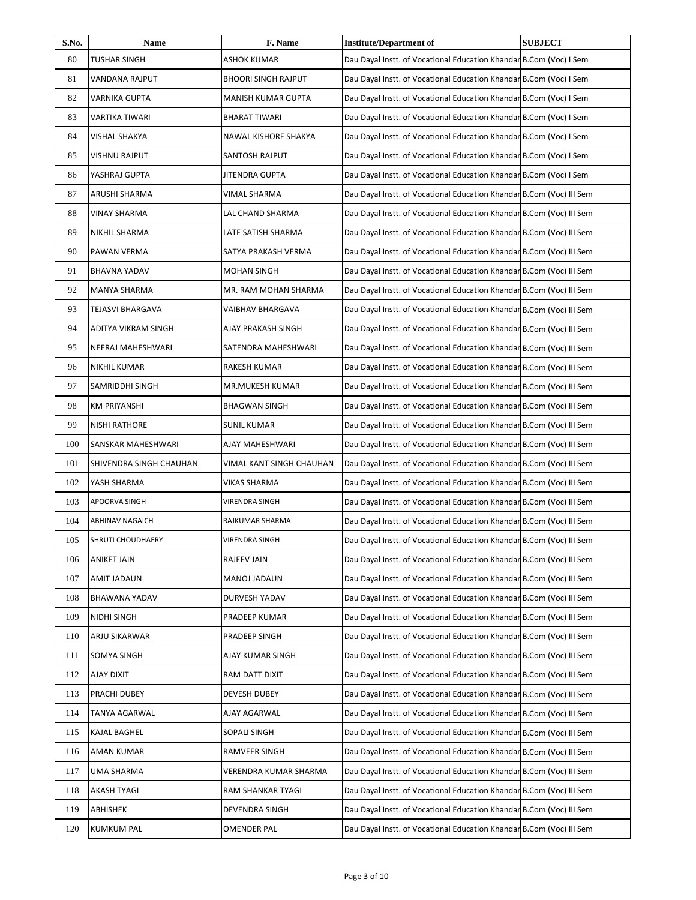| S.No. | Name | F. Name | Institute/Department of | SUBJECT |
|---|---|---|---|---|
| 80 | TUSHAR SINGH | ASHOK KUMAR | Dau Dayal Instt. of Vocational Education Khandar | B.Com (Voc) I Sem |
| 81 | VANDANA RAJPUT | BHOORI SINGH RAJPUT | Dau Dayal Instt. of Vocational Education Khandar | B.Com (Voc) I Sem |
| 82 | VARNIKA GUPTA | MANISH KUMAR GUPTA | Dau Dayal Instt. of Vocational Education Khandar | B.Com (Voc) I Sem |
| 83 | VARTIKA TIWARI | BHARAT TIWARI | Dau Dayal Instt. of Vocational Education Khandar | B.Com (Voc) I Sem |
| 84 | VISHAL SHAKYA | NAWAL KISHORE SHAKYA | Dau Dayal Instt. of Vocational Education Khandar | B.Com (Voc) I Sem |
| 85 | VISHNU RAJPUT | SANTOSH RAJPUT | Dau Dayal Instt. of Vocational Education Khandar | B.Com (Voc) I Sem |
| 86 | YASHRAJ GUPTA | JITENDRA GUPTA | Dau Dayal Instt. of Vocational Education Khandar | B.Com (Voc) I Sem |
| 87 | ARUSHI SHARMA | VIMAL SHARMA | Dau Dayal Instt. of Vocational Education Khandar | B.Com (Voc) III Sem |
| 88 | VINAY SHARMA | LAL CHAND SHARMA | Dau Dayal Instt. of Vocational Education Khandar | B.Com (Voc) III Sem |
| 89 | NIKHIL SHARMA | LATE SATISH SHARMA | Dau Dayal Instt. of Vocational Education Khandar | B.Com (Voc) III Sem |
| 90 | PAWAN VERMA | SATYA PRAKASH VERMA | Dau Dayal Instt. of Vocational Education Khandar | B.Com (Voc) III Sem |
| 91 | BHAVNA YADAV | MOHAN SINGH | Dau Dayal Instt. of Vocational Education Khandar | B.Com (Voc) III Sem |
| 92 | MANYA SHARMA | MR. RAM MOHAN SHARMA | Dau Dayal Instt. of Vocational Education Khandar | B.Com (Voc) III Sem |
| 93 | TEJASVI BHARGAVA | VAIBHAV BHARGAVA | Dau Dayal Instt. of Vocational Education Khandar | B.Com (Voc) III Sem |
| 94 | ADITYA VIKRAM SINGH | AJAY PRAKASH SINGH | Dau Dayal Instt. of Vocational Education Khandar | B.Com (Voc) III Sem |
| 95 | NEERAJ MAHESHWARI | SATENDRA MAHESHWARI | Dau Dayal Instt. of Vocational Education Khandar | B.Com (Voc) III Sem |
| 96 | NIKHIL KUMAR | RAKESH KUMAR | Dau Dayal Instt. of Vocational Education Khandar | B.Com (Voc) III Sem |
| 97 | SAMRIDDHI SINGH | MR.MUKESH KUMAR | Dau Dayal Instt. of Vocational Education Khandar | B.Com (Voc) III Sem |
| 98 | KM PRIYANSHI | BHAGWAN SINGH | Dau Dayal Instt. of Vocational Education Khandar | B.Com (Voc) III Sem |
| 99 | NISHI RATHORE | SUNIL KUMAR | Dau Dayal Instt. of Vocational Education Khandar | B.Com (Voc) III Sem |
| 100 | SANSKAR MAHESHWARI | AJAY MAHESHWARI | Dau Dayal Instt. of Vocational Education Khandar | B.Com (Voc) III Sem |
| 101 | SHIVENDRA SINGH CHAUHAN | VIMAL KANT SINGH CHAUHAN | Dau Dayal Instt. of Vocational Education Khandar | B.Com (Voc) III Sem |
| 102 | YASH SHARMA | VIKAS SHARMA | Dau Dayal Instt. of Vocational Education Khandar | B.Com (Voc) III Sem |
| 103 | APOORVA SINGH | VIRENDRA SINGH | Dau Dayal Instt. of Vocational Education Khandar | B.Com (Voc) III Sem |
| 104 | ABHINAV NAGAICH | RAJKUMAR SHARMA | Dau Dayal Instt. of Vocational Education Khandar | B.Com (Voc) III Sem |
| 105 | SHRUTI CHOUDHAERY | VIRENDRA SINGH | Dau Dayal Instt. of Vocational Education Khandar | B.Com (Voc) III Sem |
| 106 | ANIKET JAIN | RAJEEV JAIN | Dau Dayal Instt. of Vocational Education Khandar | B.Com (Voc) III Sem |
| 107 | AMIT JADAUN | MANOJ JADAUN | Dau Dayal Instt. of Vocational Education Khandar | B.Com (Voc) III Sem |
| 108 | BHAWANA YADAV | DURVESH YADAV | Dau Dayal Instt. of Vocational Education Khandar | B.Com (Voc) III Sem |
| 109 | NIDHI SINGH | PRADEEP KUMAR | Dau Dayal Instt. of Vocational Education Khandar | B.Com (Voc) III Sem |
| 110 | ARJU SIKARWAR | PRADEEP SINGH | Dau Dayal Instt. of Vocational Education Khandar | B.Com (Voc) III Sem |
| 111 | SOMYA SINGH | AJAY KUMAR SINGH | Dau Dayal Instt. of Vocational Education Khandar | B.Com (Voc) III Sem |
| 112 | AJAY DIXIT | RAM DATT DIXIT | Dau Dayal Instt. of Vocational Education Khandar | B.Com (Voc) III Sem |
| 113 | PRACHI DUBEY | DEVESH DUBEY | Dau Dayal Instt. of Vocational Education Khandar | B.Com (Voc) III Sem |
| 114 | TANYA AGARWAL | AJAY AGARWAL | Dau Dayal Instt. of Vocational Education Khandar | B.Com (Voc) III Sem |
| 115 | KAJAL BAGHEL | SOPALI SINGH | Dau Dayal Instt. of Vocational Education Khandar | B.Com (Voc) III Sem |
| 116 | AMAN KUMAR | RAMVEER SINGH | Dau Dayal Instt. of Vocational Education Khandar | B.Com (Voc) III Sem |
| 117 | UMA SHARMA | VERENDRA KUMAR SHARMA | Dau Dayal Instt. of Vocational Education Khandar | B.Com (Voc) III Sem |
| 118 | AKASH TYAGI | RAM SHANKAR TYAGI | Dau Dayal Instt. of Vocational Education Khandar | B.Com (Voc) III Sem |
| 119 | ABHISHEK | DEVENDRA SINGH | Dau Dayal Instt. of Vocational Education Khandar | B.Com (Voc) III Sem |
| 120 | KUMKUM PAL | OMENDER PAL | Dau Dayal Instt. of Vocational Education Khandar | B.Com (Voc) III Sem |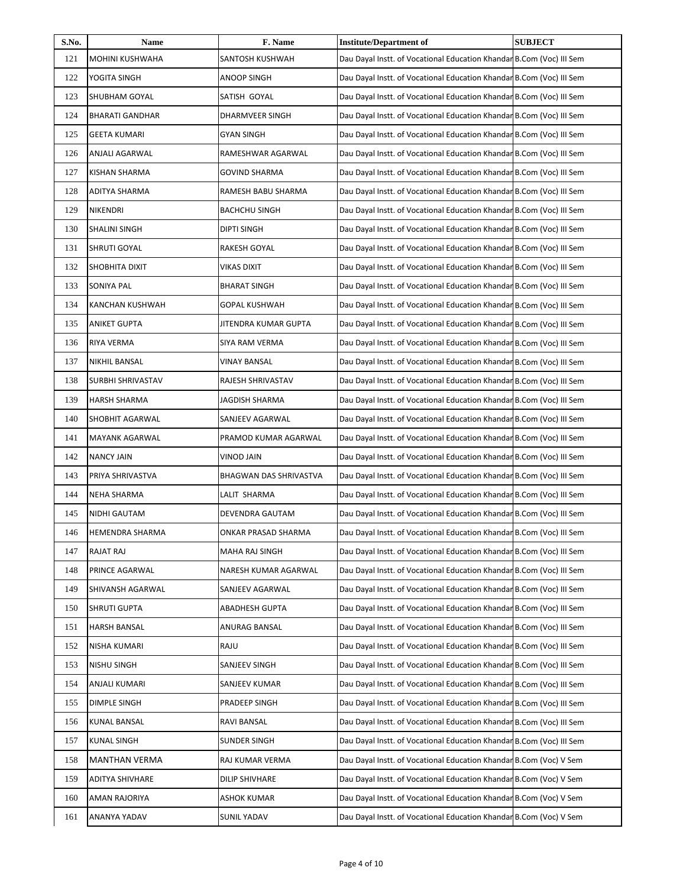| S.No. | Name | F. Name | Institute/Department of | SUBJECT |
|---|---|---|---|---|
| 121 | MOHINI KUSHWAHA | SANTOSH KUSHWAH | Dau Dayal Instt. of Vocational Education Khandar | B.Com (Voc) III Sem |
| 122 | YOGITA SINGH | ANOOP SINGH | Dau Dayal Instt. of Vocational Education Khandar | B.Com (Voc) III Sem |
| 123 | SHUBHAM GOYAL | SATISH GOYAL | Dau Dayal Instt. of Vocational Education Khandar | B.Com (Voc) III Sem |
| 124 | BHARATI GANDHAR | DHARMVEER SINGH | Dau Dayal Instt. of Vocational Education Khandar | B.Com (Voc) III Sem |
| 125 | GEETA KUMARI | GYAN SINGH | Dau Dayal Instt. of Vocational Education Khandar | B.Com (Voc) III Sem |
| 126 | ANJALI AGARWAL | RAMESHWAR AGARWAL | Dau Dayal Instt. of Vocational Education Khandar | B.Com (Voc) III Sem |
| 127 | KISHAN SHARMA | GOVIND SHARMA | Dau Dayal Instt. of Vocational Education Khandar | B.Com (Voc) III Sem |
| 128 | ADITYA SHARMA | RAMESH BABU SHARMA | Dau Dayal Instt. of Vocational Education Khandar | B.Com (Voc) III Sem |
| 129 | NIKENDRI | BACHCHU SINGH | Dau Dayal Instt. of Vocational Education Khandar | B.Com (Voc) III Sem |
| 130 | SHALINI SINGH | DIPTI SINGH | Dau Dayal Instt. of Vocational Education Khandar | B.Com (Voc) III Sem |
| 131 | SHRUTI GOYAL | RAKESH GOYAL | Dau Dayal Instt. of Vocational Education Khandar | B.Com (Voc) III Sem |
| 132 | SHOBHITA DIXIT | VIKAS DIXIT | Dau Dayal Instt. of Vocational Education Khandar | B.Com (Voc) III Sem |
| 133 | SONIYA PAL | BHARAT SINGH | Dau Dayal Instt. of Vocational Education Khandar | B.Com (Voc) III Sem |
| 134 | KANCHAN KUSHWAH | GOPAL KUSHWAH | Dau Dayal Instt. of Vocational Education Khandar | B.Com (Voc) III Sem |
| 135 | ANIKET GUPTA | JITENDRA KUMAR GUPTA | Dau Dayal Instt. of Vocational Education Khandar | B.Com (Voc) III Sem |
| 136 | RIYA VERMA | SIYA RAM VERMA | Dau Dayal Instt. of Vocational Education Khandar | B.Com (Voc) III Sem |
| 137 | NIKHIL BANSAL | VINAY BANSAL | Dau Dayal Instt. of Vocational Education Khandar | B.Com (Voc) III Sem |
| 138 | SURBHI SHRIVASTAV | RAJESH SHRIVASTAV | Dau Dayal Instt. of Vocational Education Khandar | B.Com (Voc) III Sem |
| 139 | HARSH SHARMA | JAGDISH SHARMA | Dau Dayal Instt. of Vocational Education Khandar | B.Com (Voc) III Sem |
| 140 | SHOBHIT AGARWAL | SANJEEV AGARWAL | Dau Dayal Instt. of Vocational Education Khandar | B.Com (Voc) III Sem |
| 141 | MAYANK AGARWAL | PRAMOD KUMAR AGARWAL | Dau Dayal Instt. of Vocational Education Khandar | B.Com (Voc) III Sem |
| 142 | NANCY JAIN | VINOD JAIN | Dau Dayal Instt. of Vocational Education Khandar | B.Com (Voc) III Sem |
| 143 | PRIYA SHRIVASTVA | BHAGWAN DAS SHRIVASTVA | Dau Dayal Instt. of Vocational Education Khandar | B.Com (Voc) III Sem |
| 144 | NEHA SHARMA | LALIT SHARMA | Dau Dayal Instt. of Vocational Education Khandar | B.Com (Voc) III Sem |
| 145 | NIDHI GAUTAM | DEVENDRA GAUTAM | Dau Dayal Instt. of Vocational Education Khandar | B.Com (Voc) III Sem |
| 146 | HEMENDRA SHARMA | ONKAR PRASAD SHARMA | Dau Dayal Instt. of Vocational Education Khandar | B.Com (Voc) III Sem |
| 147 | RAJAT RAJ | MAHA RAJ SINGH | Dau Dayal Instt. of Vocational Education Khandar | B.Com (Voc) III Sem |
| 148 | PRINCE AGARWAL | NARESH KUMAR AGARWAL | Dau Dayal Instt. of Vocational Education Khandar | B.Com (Voc) III Sem |
| 149 | SHIVANSH AGARWAL | SANJEEV AGARWAL | Dau Dayal Instt. of Vocational Education Khandar | B.Com (Voc) III Sem |
| 150 | SHRUTI GUPTA | ABADHESH GUPTA | Dau Dayal Instt. of Vocational Education Khandar | B.Com (Voc) III Sem |
| 151 | HARSH BANSAL | ANURAG BANSAL | Dau Dayal Instt. of Vocational Education Khandar | B.Com (Voc) III Sem |
| 152 | NISHA KUMARI | RAJU | Dau Dayal Instt. of Vocational Education Khandar | B.Com (Voc) III Sem |
| 153 | NISHU SINGH | SANJEEV SINGH | Dau Dayal Instt. of Vocational Education Khandar | B.Com (Voc) III Sem |
| 154 | ANJALI KUMARI | SANJEEV KUMAR | Dau Dayal Instt. of Vocational Education Khandar | B.Com (Voc) III Sem |
| 155 | DIMPLE SINGH | PRADEEP SINGH | Dau Dayal Instt. of Vocational Education Khandar | B.Com (Voc) III Sem |
| 156 | KUNAL BANSAL | RAVI BANSAL | Dau Dayal Instt. of Vocational Education Khandar | B.Com (Voc) III Sem |
| 157 | KUNAL SINGH | SUNDER SINGH | Dau Dayal Instt. of Vocational Education Khandar | B.Com (Voc) III Sem |
| 158 | MANTHAN VERMA | RAJ KUMAR VERMA | Dau Dayal Instt. of Vocational Education Khandar | B.Com (Voc) V Sem |
| 159 | ADITYA SHIVHARE | DILIP SHIVHARE | Dau Dayal Instt. of Vocational Education Khandar | B.Com (Voc) V Sem |
| 160 | AMAN RAJORIYA | ASHOK KUMAR | Dau Dayal Instt. of Vocational Education Khandar | B.Com (Voc) V Sem |
| 161 | ANANYA YADAV | SUNIL YADAV | Dau Dayal Instt. of Vocational Education Khandar | B.Com (Voc) V Sem |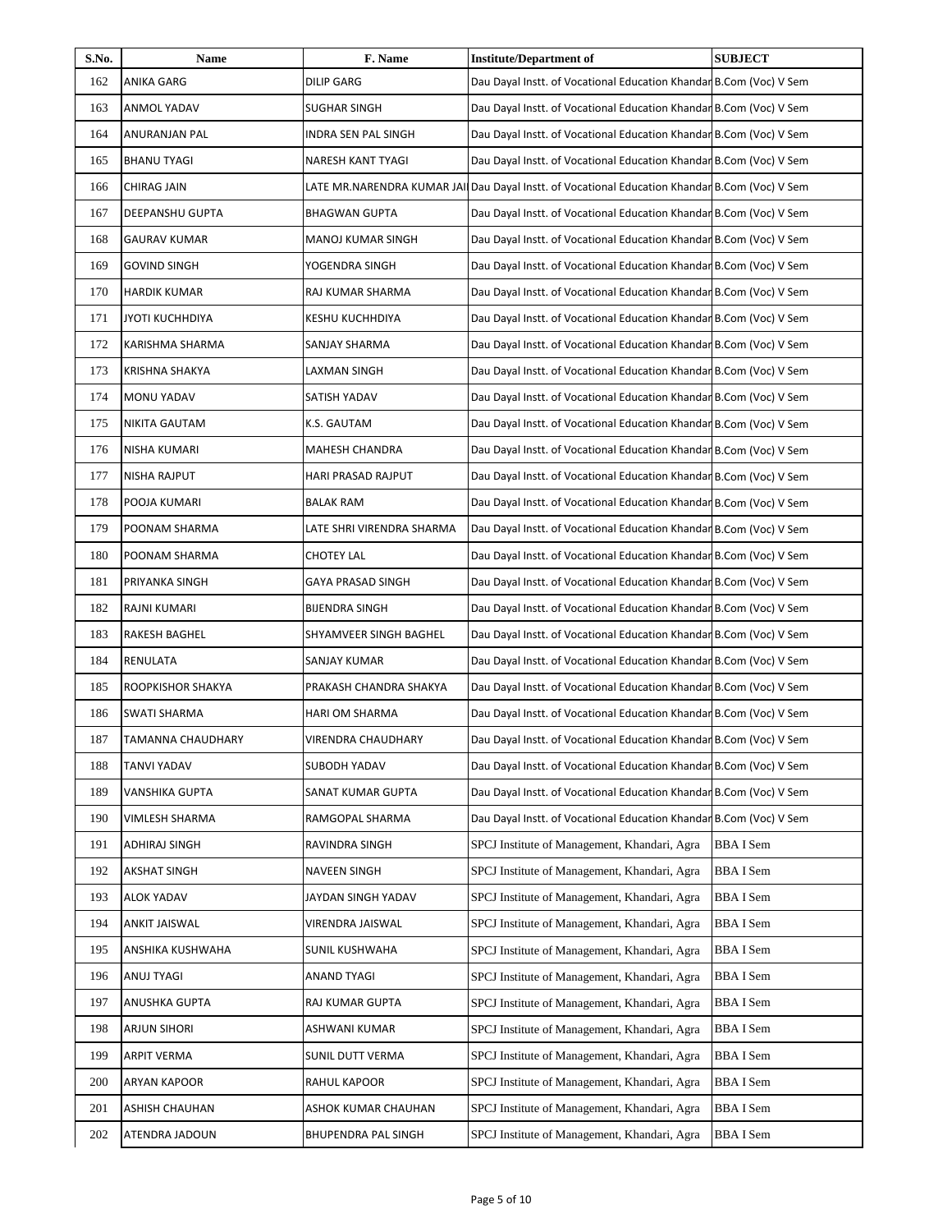| S.No. | Name | F. Name | Institute/Department of | SUBJECT |
|---|---|---|---|---|
| 162 | ANIKA GARG | DILIP GARG | Dau Dayal Instt. of Vocational Education Khandar | B.Com (Voc) V Sem |
| 163 | ANMOL YADAV | SUGHAR SINGH | Dau Dayal Instt. of Vocational Education Khandar | B.Com (Voc) V Sem |
| 164 | ANURANJAN PAL | INDRA SEN PAL SINGH | Dau Dayal Instt. of Vocational Education Khandar | B.Com (Voc) V Sem |
| 165 | BHANU TYAGI | NARESH KANT TYAGI | Dau Dayal Instt. of Vocational Education Khandar | B.Com (Voc) V Sem |
| 166 | CHIRAG JAIN | LATE MR.NARENDRA KUMAR JAI | Dau Dayal Instt. of Vocational Education Khandar | B.Com (Voc) V Sem |
| 167 | DEEPANSHU GUPTA | BHAGWAN GUPTA | Dau Dayal Instt. of Vocational Education Khandar | B.Com (Voc) V Sem |
| 168 | GAURAV KUMAR | MANOJ KUMAR SINGH | Dau Dayal Instt. of Vocational Education Khandar | B.Com (Voc) V Sem |
| 169 | GOVIND SINGH | YOGENDRA SINGH | Dau Dayal Instt. of Vocational Education Khandar | B.Com (Voc) V Sem |
| 170 | HARDIK KUMAR | RAJ KUMAR SHARMA | Dau Dayal Instt. of Vocational Education Khandar | B.Com (Voc) V Sem |
| 171 | JYOTI KUCHHDIYA | KESHU KUCHHDIYA | Dau Dayal Instt. of Vocational Education Khandar | B.Com (Voc) V Sem |
| 172 | KARISHMA SHARMA | SANJAY SHARMA | Dau Dayal Instt. of Vocational Education Khandar | B.Com (Voc) V Sem |
| 173 | KRISHNA SHAKYA | LAXMAN SINGH | Dau Dayal Instt. of Vocational Education Khandar | B.Com (Voc) V Sem |
| 174 | MONU YADAV | SATISH YADAV | Dau Dayal Instt. of Vocational Education Khandar | B.Com (Voc) V Sem |
| 175 | NIKITA GAUTAM | K.S. GAUTAM | Dau Dayal Instt. of Vocational Education Khandar | B.Com (Voc) V Sem |
| 176 | NISHA KUMARI | MAHESH CHANDRA | Dau Dayal Instt. of Vocational Education Khandar | B.Com (Voc) V Sem |
| 177 | NISHA RAJPUT | HARI PRASAD RAJPUT | Dau Dayal Instt. of Vocational Education Khandar | B.Com (Voc) V Sem |
| 178 | POOJA KUMARI | BALAK RAM | Dau Dayal Instt. of Vocational Education Khandar | B.Com (Voc) V Sem |
| 179 | POONAM SHARMA | LATE SHRI VIRENDRA SHARMA | Dau Dayal Instt. of Vocational Education Khandar | B.Com (Voc) V Sem |
| 180 | POONAM SHARMA | CHOTEY LAL | Dau Dayal Instt. of Vocational Education Khandar | B.Com (Voc) V Sem |
| 181 | PRIYANKA SINGH | GAYA PRASAD SINGH | Dau Dayal Instt. of Vocational Education Khandar | B.Com (Voc) V Sem |
| 182 | RAJNI KUMARI | BIJENDRA SINGH | Dau Dayal Instt. of Vocational Education Khandar | B.Com (Voc) V Sem |
| 183 | RAKESH BAGHEL | SHYAMVEER SINGH BAGHEL | Dau Dayal Instt. of Vocational Education Khandar | B.Com (Voc) V Sem |
| 184 | RENULATA | SANJAY KUMAR | Dau Dayal Instt. of Vocational Education Khandar | B.Com (Voc) V Sem |
| 185 | ROOPKISHOR SHAKYA | PRAKASH CHANDRA SHAKYA | Dau Dayal Instt. of Vocational Education Khandar | B.Com (Voc) V Sem |
| 186 | SWATI SHARMA | HARI OM SHARMA | Dau Dayal Instt. of Vocational Education Khandar | B.Com (Voc) V Sem |
| 187 | TAMANNA CHAUDHARY | VIRENDRA CHAUDHARY | Dau Dayal Instt. of Vocational Education Khandar | B.Com (Voc) V Sem |
| 188 | TANVI YADAV | SUBODH YADAV | Dau Dayal Instt. of Vocational Education Khandar | B.Com (Voc) V Sem |
| 189 | VANSHIKA GUPTA | SANAT KUMAR GUPTA | Dau Dayal Instt. of Vocational Education Khandar | B.Com (Voc) V Sem |
| 190 | VIMLESH SHARMA | RAMGOPAL SHARMA | Dau Dayal Instt. of Vocational Education Khandar | B.Com (Voc) V Sem |
| 191 | ADHIRAJ SINGH | RAVINDRA SINGH | SPCJ Institute of Management, Khandari, Agra | BBA I Sem |
| 192 | AKSHAT SINGH | NAVEEN SINGH | SPCJ Institute of Management, Khandari, Agra | BBA I Sem |
| 193 | ALOK YADAV | JAYDAN SINGH YADAV | SPCJ Institute of Management, Khandari, Agra | BBA I Sem |
| 194 | ANKIT JAISWAL | VIRENDRA JAISWAL | SPCJ Institute of Management, Khandari, Agra | BBA I Sem |
| 195 | ANSHIKA KUSHWAHA | SUNIL KUSHWAHA | SPCJ Institute of Management, Khandari, Agra | BBA I Sem |
| 196 | ANUJ TYAGI | ANAND TYAGI | SPCJ Institute of Management, Khandari, Agra | BBA I Sem |
| 197 | ANUSHKA GUPTA | RAJ KUMAR GUPTA | SPCJ Institute of Management, Khandari, Agra | BBA I Sem |
| 198 | ARJUN SIHORI | ASHWANI KUMAR | SPCJ Institute of Management, Khandari, Agra | BBA I Sem |
| 199 | ARPIT VERMA | SUNIL DUTT VERMA | SPCJ Institute of Management, Khandari, Agra | BBA I Sem |
| 200 | ARYAN KAPOOR | RAHUL KAPOOR | SPCJ Institute of Management, Khandari, Agra | BBA I Sem |
| 201 | ASHISH CHAUHAN | ASHOK KUMAR CHAUHAN | SPCJ Institute of Management, Khandari, Agra | BBA I Sem |
| 202 | ATENDRA JADOUN | BHUPENDRA PAL SINGH | SPCJ Institute of Management, Khandari, Agra | BBA I Sem |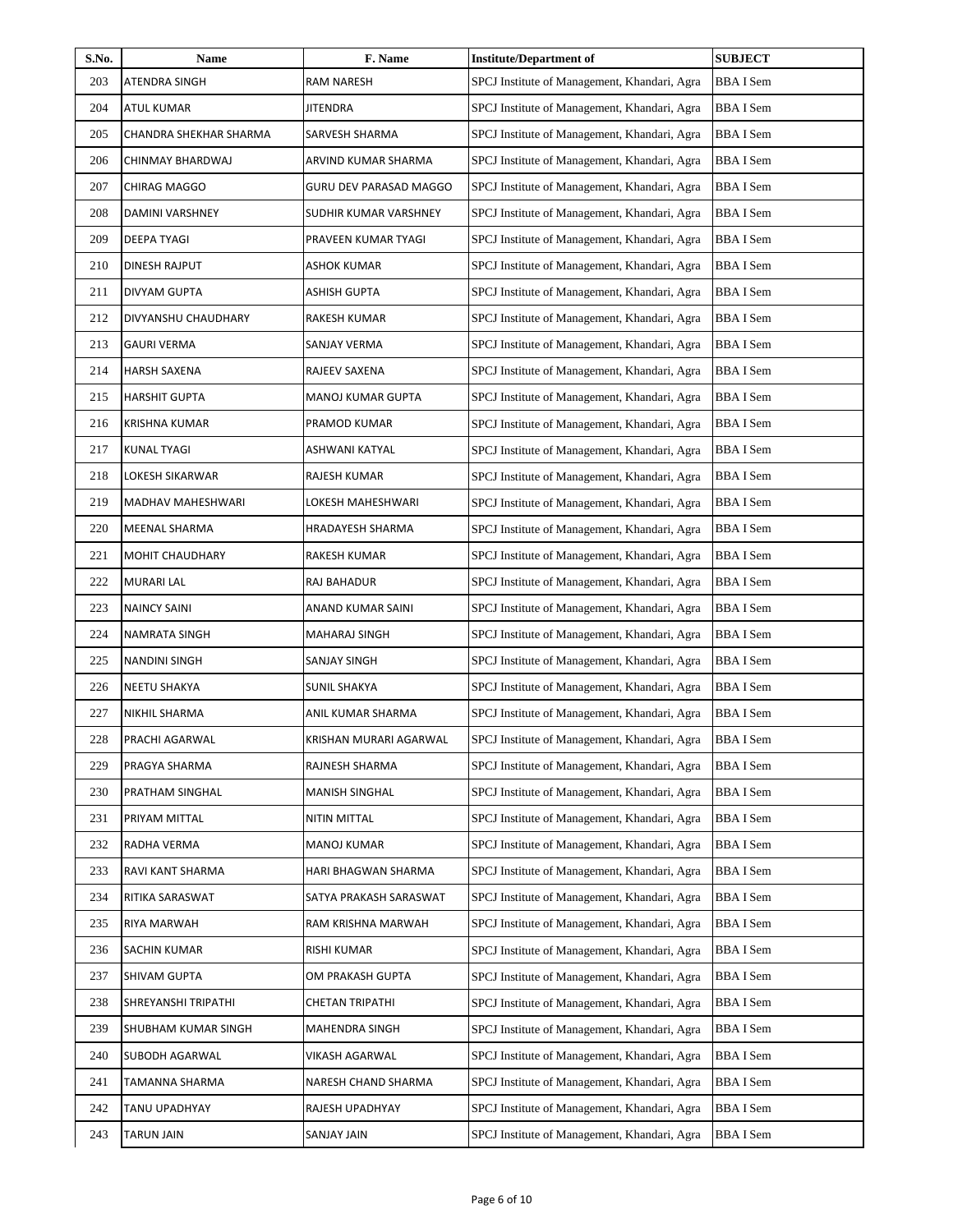| S.No. | Name | F. Name | Institute/Department of | SUBJECT |
| --- | --- | --- | --- | --- |
| 203 | ATENDRA SINGH | RAM NARESH | SPCJ Institute of Management, Khandari, Agra | BBA I Sem |
| 204 | ATUL KUMAR | JITENDRA | SPCJ Institute of Management, Khandari, Agra | BBA I Sem |
| 205 | CHANDRA SHEKHAR SHARMA | SARVESH SHARMA | SPCJ Institute of Management, Khandari, Agra | BBA I Sem |
| 206 | CHINMAY BHARDWAJ | ARVIND KUMAR SHARMA | SPCJ Institute of Management, Khandari, Agra | BBA I Sem |
| 207 | CHIRAG MAGGO | GURU DEV PARASAD MAGGO | SPCJ Institute of Management, Khandari, Agra | BBA I Sem |
| 208 | DAMINI VARSHNEY | SUDHIR KUMAR VARSHNEY | SPCJ Institute of Management, Khandari, Agra | BBA I Sem |
| 209 | DEEPA TYAGI | PRAVEEN KUMAR TYAGI | SPCJ Institute of Management, Khandari, Agra | BBA I Sem |
| 210 | DINESH RAJPUT | ASHOK KUMAR | SPCJ Institute of Management, Khandari, Agra | BBA I Sem |
| 211 | DIVYAM GUPTA | ASHISH GUPTA | SPCJ Institute of Management, Khandari, Agra | BBA I Sem |
| 212 | DIVYANSHU CHAUDHARY | RAKESH KUMAR | SPCJ Institute of Management, Khandari, Agra | BBA I Sem |
| 213 | GAURI VERMA | SANJAY VERMA | SPCJ Institute of Management, Khandari, Agra | BBA I Sem |
| 214 | HARSH SAXENA | RAJEEV SAXENA | SPCJ Institute of Management, Khandari, Agra | BBA I Sem |
| 215 | HARSHIT GUPTA | MANOJ KUMAR GUPTA | SPCJ Institute of Management, Khandari, Agra | BBA I Sem |
| 216 | KRISHNA KUMAR | PRAMOD KUMAR | SPCJ Institute of Management, Khandari, Agra | BBA I Sem |
| 217 | KUNAL TYAGI | ASHWANI KATYAL | SPCJ Institute of Management, Khandari, Agra | BBA I Sem |
| 218 | LOKESH SIKARWAR | RAJESH KUMAR | SPCJ Institute of Management, Khandari, Agra | BBA I Sem |
| 219 | MADHAV MAHESHWARI | LOKESH MAHESHWARI | SPCJ Institute of Management, Khandari, Agra | BBA I Sem |
| 220 | MEENAL SHARMA | HRADAYESH SHARMA | SPCJ Institute of Management, Khandari, Agra | BBA I Sem |
| 221 | MOHIT CHAUDHARY | RAKESH KUMAR | SPCJ Institute of Management, Khandari, Agra | BBA I Sem |
| 222 | MURARI LAL | RAJ BAHADUR | SPCJ Institute of Management, Khandari, Agra | BBA I Sem |
| 223 | NAINCY SAINI | ANAND KUMAR SAINI | SPCJ Institute of Management, Khandari, Agra | BBA I Sem |
| 224 | NAMRATA SINGH | MAHARAJ SINGH | SPCJ Institute of Management, Khandari, Agra | BBA I Sem |
| 225 | NANDINI SINGH | SANJAY SINGH | SPCJ Institute of Management, Khandari, Agra | BBA I Sem |
| 226 | NEETU SHAKYA | SUNIL SHAKYA | SPCJ Institute of Management, Khandari, Agra | BBA I Sem |
| 227 | NIKHIL SHARMA | ANIL KUMAR SHARMA | SPCJ Institute of Management, Khandari, Agra | BBA I Sem |
| 228 | PRACHI AGARWAL | KRISHAN MURARI AGARWAL | SPCJ Institute of Management, Khandari, Agra | BBA I Sem |
| 229 | PRAGYA SHARMA | RAJNESH SHARMA | SPCJ Institute of Management, Khandari, Agra | BBA I Sem |
| 230 | PRATHAM SINGHAL | MANISH SINGHAL | SPCJ Institute of Management, Khandari, Agra | BBA I Sem |
| 231 | PRIYAM MITTAL | NITIN MITTAL | SPCJ Institute of Management, Khandari, Agra | BBA I Sem |
| 232 | RADHA VERMA | MANOJ KUMAR | SPCJ Institute of Management, Khandari, Agra | BBA I Sem |
| 233 | RAVI KANT SHARMA | HARI BHAGWAN SHARMA | SPCJ Institute of Management, Khandari, Agra | BBA I Sem |
| 234 | RITIKA SARASWAT | SATYA PRAKASH SARASWAT | SPCJ Institute of Management, Khandari, Agra | BBA I Sem |
| 235 | RIYA MARWAH | RAM KRISHNA MARWAH | SPCJ Institute of Management, Khandari, Agra | BBA I Sem |
| 236 | SACHIN KUMAR | RISHI KUMAR | SPCJ Institute of Management, Khandari, Agra | BBA I Sem |
| 237 | SHIVAM GUPTA | OM PRAKASH GUPTA | SPCJ Institute of Management, Khandari, Agra | BBA I Sem |
| 238 | SHREYANSHI TRIPATHI | CHETAN TRIPATHI | SPCJ Institute of Management, Khandari, Agra | BBA I Sem |
| 239 | SHUBHAM KUMAR SINGH | MAHENDRA SINGH | SPCJ Institute of Management, Khandari, Agra | BBA I Sem |
| 240 | SUBODH AGARWAL | VIKASH AGARWAL | SPCJ Institute of Management, Khandari, Agra | BBA I Sem |
| 241 | TAMANNA SHARMA | NARESH CHAND SHARMA | SPCJ Institute of Management, Khandari, Agra | BBA I Sem |
| 242 | TANU UPADHYAY | RAJESH UPADHYAY | SPCJ Institute of Management, Khandari, Agra | BBA I Sem |
| 243 | TARUN JAIN | SANJAY JAIN | SPCJ Institute of Management, Khandari, Agra | BBA I Sem |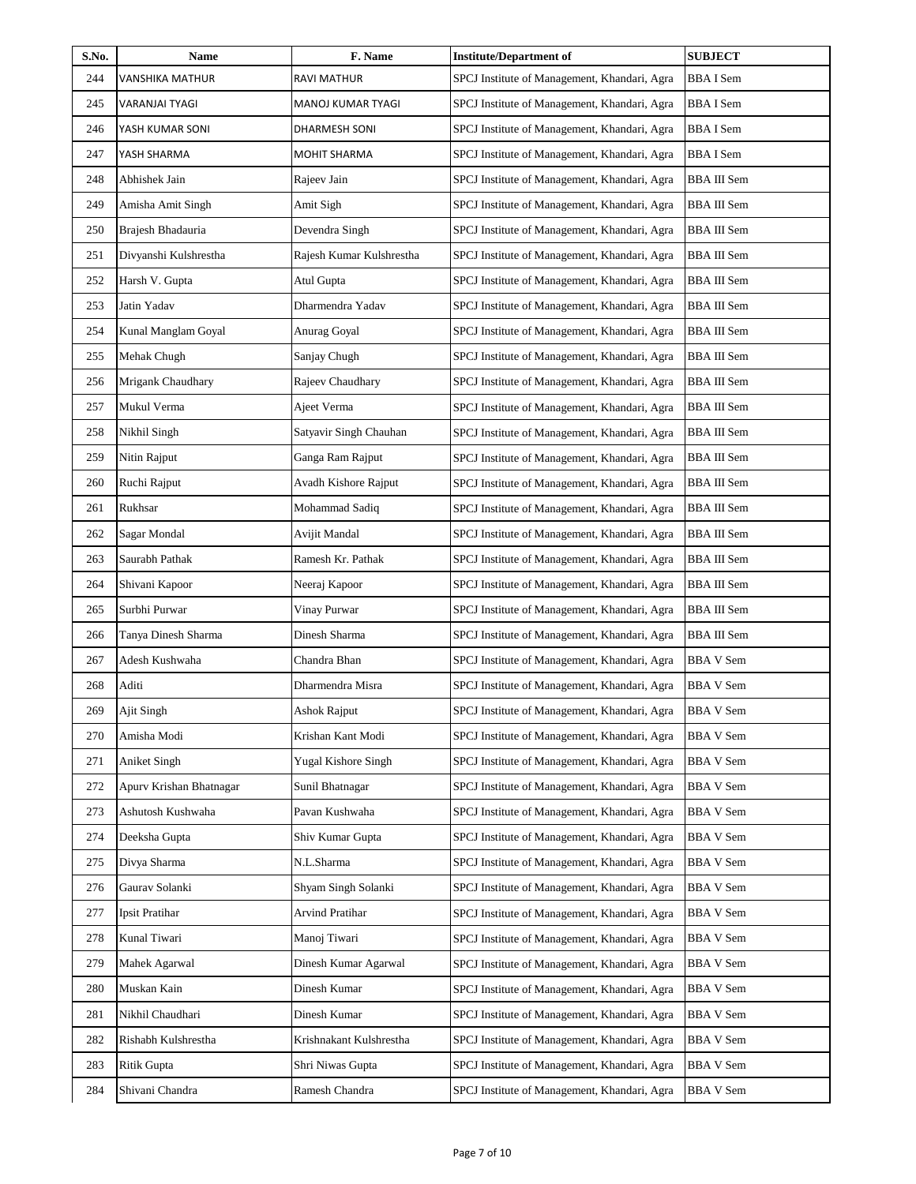| S.No. | Name | F. Name | Institute/Department of | SUBJECT |
|---|---|---|---|---|
| 244 | VANSHIKA MATHUR | RAVI MATHUR | SPCJ Institute of Management, Khandari, Agra | BBA I Sem |
| 245 | VARANJAI TYAGI | MANOJ KUMAR TYAGI | SPCJ Institute of Management, Khandari, Agra | BBA I Sem |
| 246 | YASH KUMAR SONI | DHARMESH SONI | SPCJ Institute of Management, Khandari, Agra | BBA I Sem |
| 247 | YASH SHARMA | MOHIT SHARMA | SPCJ Institute of Management, Khandari, Agra | BBA I Sem |
| 248 | Abhishek Jain | Rajeev Jain | SPCJ Institute of Management, Khandari, Agra | BBA III Sem |
| 249 | Amisha Amit Singh | Amit Sigh | SPCJ Institute of Management, Khandari, Agra | BBA III Sem |
| 250 | Brajesh Bhadauria | Devendra Singh | SPCJ Institute of Management, Khandari, Agra | BBA III Sem |
| 251 | Divyanshi Kulshrestha | Rajesh Kumar Kulshrestha | SPCJ Institute of Management, Khandari, Agra | BBA III Sem |
| 252 | Harsh V. Gupta | Atul Gupta | SPCJ Institute of Management, Khandari, Agra | BBA III Sem |
| 253 | Jatin Yadav | Dharmendra Yadav | SPCJ Institute of Management, Khandari, Agra | BBA III Sem |
| 254 | Kunal Manglam Goyal | Anurag Goyal | SPCJ Institute of Management, Khandari, Agra | BBA III Sem |
| 255 | Mehak Chugh | Sanjay Chugh | SPCJ Institute of Management, Khandari, Agra | BBA III Sem |
| 256 | Mrigank Chaudhary | Rajeev Chaudhary | SPCJ Institute of Management, Khandari, Agra | BBA III Sem |
| 257 | Mukul Verma | Ajeet Verma | SPCJ Institute of Management, Khandari, Agra | BBA III Sem |
| 258 | Nikhil Singh | Satyavir Singh Chauhan | SPCJ Institute of Management, Khandari, Agra | BBA III Sem |
| 259 | Nitin Rajput | Ganga Ram Rajput | SPCJ Institute of Management, Khandari, Agra | BBA III Sem |
| 260 | Ruchi Rajput | Avadh Kishore Rajput | SPCJ Institute of Management, Khandari, Agra | BBA III Sem |
| 261 | Rukhsar | Mohammad Sadiq | SPCJ Institute of Management, Khandari, Agra | BBA III Sem |
| 262 | Sagar Mondal | Avijit Mandal | SPCJ Institute of Management, Khandari, Agra | BBA III Sem |
| 263 | Saurabh Pathak | Ramesh Kr. Pathak | SPCJ Institute of Management, Khandari, Agra | BBA III Sem |
| 264 | Shivani Kapoor | Neeraj Kapoor | SPCJ Institute of Management, Khandari, Agra | BBA III Sem |
| 265 | Surbhi Purwar | Vinay Purwar | SPCJ Institute of Management, Khandari, Agra | BBA III Sem |
| 266 | Tanya Dinesh Sharma | Dinesh Sharma | SPCJ Institute of Management, Khandari, Agra | BBA III Sem |
| 267 | Adesh Kushwaha | Chandra Bhan | SPCJ Institute of Management, Khandari, Agra | BBA V Sem |
| 268 | Aditi | Dharmendra Misra | SPCJ Institute of Management, Khandari, Agra | BBA V Sem |
| 269 | Ajit Singh | Ashok Rajput | SPCJ Institute of Management, Khandari, Agra | BBA V Sem |
| 270 | Amisha Modi | Krishan Kant Modi | SPCJ Institute of Management, Khandari, Agra | BBA V Sem |
| 271 | Aniket Singh | Yugal Kishore Singh | SPCJ Institute of Management, Khandari, Agra | BBA V Sem |
| 272 | Apurv Krishan Bhatnagar | Sunil Bhatnagar | SPCJ Institute of Management, Khandari, Agra | BBA V Sem |
| 273 | Ashutosh Kushwaha | Pavan Kushwaha | SPCJ Institute of Management, Khandari, Agra | BBA V Sem |
| 274 | Deeksha Gupta | Shiv Kumar Gupta | SPCJ Institute of Management, Khandari, Agra | BBA V Sem |
| 275 | Divya Sharma | N.L.Sharma | SPCJ Institute of Management, Khandari, Agra | BBA V Sem |
| 276 | Gaurav Solanki | Shyam Singh Solanki | SPCJ Institute of Management, Khandari, Agra | BBA V Sem |
| 277 | Ipsit Pratihar | Arvind Pratihar | SPCJ Institute of Management, Khandari, Agra | BBA V Sem |
| 278 | Kunal Tiwari | Manoj Tiwari | SPCJ Institute of Management, Khandari, Agra | BBA V Sem |
| 279 | Mahek Agarwal | Dinesh Kumar Agarwal | SPCJ Institute of Management, Khandari, Agra | BBA V Sem |
| 280 | Muskan Kain | Dinesh Kumar | SPCJ Institute of Management, Khandari, Agra | BBA V Sem |
| 281 | Nikhil Chaudhari | Dinesh Kumar | SPCJ Institute of Management, Khandari, Agra | BBA V Sem |
| 282 | Rishabh Kulshrestha | Krishnakant Kulshrestha | SPCJ Institute of Management, Khandari, Agra | BBA V Sem |
| 283 | Ritik Gupta | Shri Niwas Gupta | SPCJ Institute of Management, Khandari, Agra | BBA V Sem |
| 284 | Shivani Chandra | Ramesh Chandra | SPCJ Institute of Management, Khandari, Agra | BBA V Sem |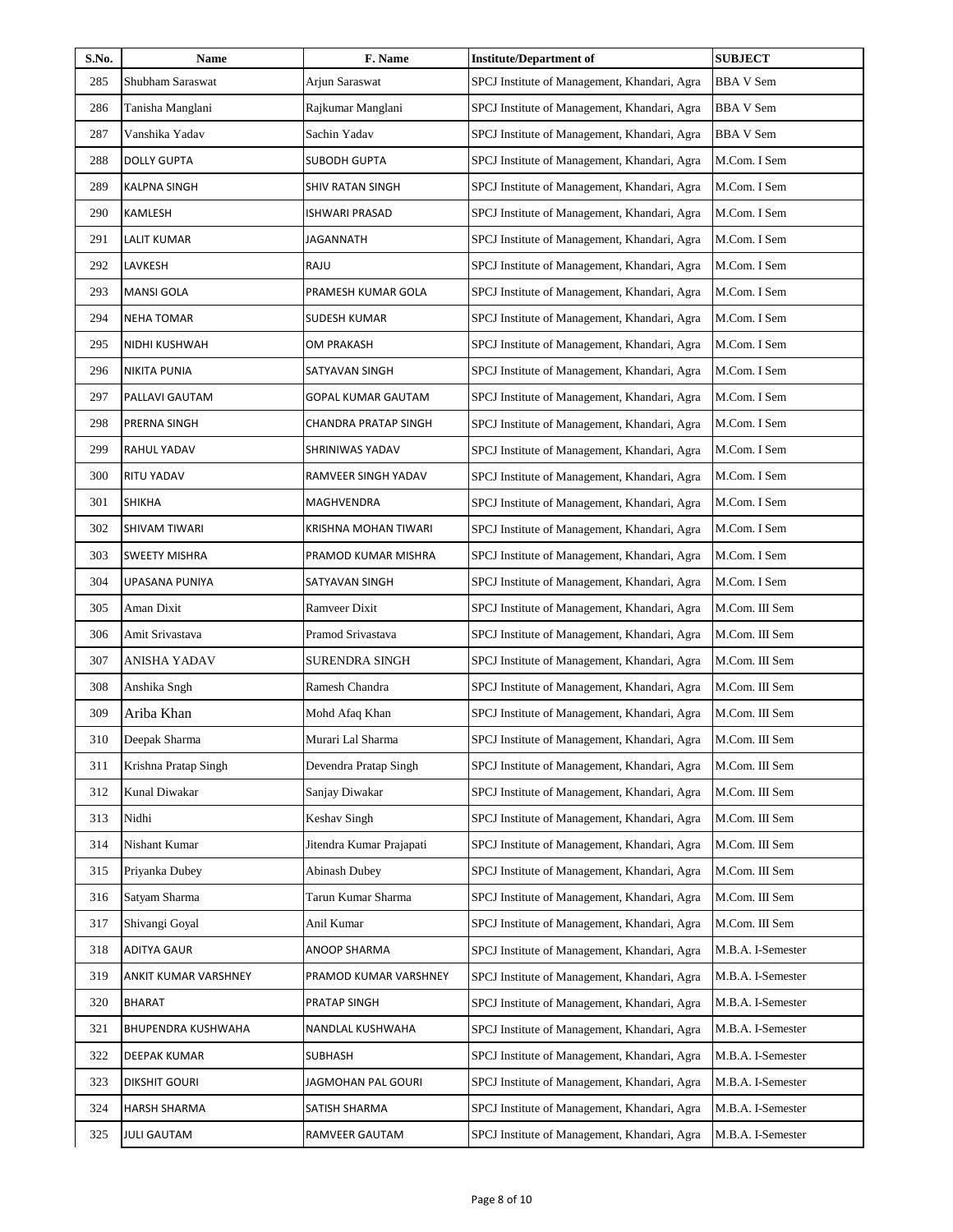| S.No. | Name | F. Name | Institute/Department of | SUBJECT |
|---|---|---|---|---|
| 285 | Shubham Saraswat | Arjun Saraswat | SPCJ Institute of Management, Khandari, Agra | BBA V Sem |
| 286 | Tanisha Manglani | Rajkumar Manglani | SPCJ Institute of Management, Khandari, Agra | BBA V Sem |
| 287 | Vanshika Yadav | Sachin Yadav | SPCJ Institute of Management, Khandari, Agra | BBA V Sem |
| 288 | DOLLY GUPTA | SUBODH GUPTA | SPCJ Institute of Management, Khandari, Agra | M.Com. I Sem |
| 289 | KALPNA SINGH | SHIV RATAN SINGH | SPCJ Institute of Management, Khandari, Agra | M.Com. I Sem |
| 290 | KAMLESH | ISHWARI PRASAD | SPCJ Institute of Management, Khandari, Agra | M.Com. I Sem |
| 291 | LALIT KUMAR | JAGANNATH | SPCJ Institute of Management, Khandari, Agra | M.Com. I Sem |
| 292 | LAVKESH | RAJU | SPCJ Institute of Management, Khandari, Agra | M.Com. I Sem |
| 293 | MANSI GOLA | PRAMESH KUMAR GOLA | SPCJ Institute of Management, Khandari, Agra | M.Com. I Sem |
| 294 | NEHA TOMAR | SUDESH KUMAR | SPCJ Institute of Management, Khandari, Agra | M.Com. I Sem |
| 295 | NIDHI KUSHWAH | OM PRAKASH | SPCJ Institute of Management, Khandari, Agra | M.Com. I Sem |
| 296 | NIKITA PUNIA | SATYAVAN SINGH | SPCJ Institute of Management, Khandari, Agra | M.Com. I Sem |
| 297 | PALLAVI GAUTAM | GOPAL KUMAR GAUTAM | SPCJ Institute of Management, Khandari, Agra | M.Com. I Sem |
| 298 | PRERNA SINGH | CHANDRA PRATAP SINGH | SPCJ Institute of Management, Khandari, Agra | M.Com. I Sem |
| 299 | RAHUL YADAV | SHRINIWAS YADAV | SPCJ Institute of Management, Khandari, Agra | M.Com. I Sem |
| 300 | RITU YADAV | RAMVEER SINGH YADAV | SPCJ Institute of Management, Khandari, Agra | M.Com. I Sem |
| 301 | SHIKHA | MAGHVENDRA | SPCJ Institute of Management, Khandari, Agra | M.Com. I Sem |
| 302 | SHIVAM TIWARI | KRISHNA MOHAN TIWARI | SPCJ Institute of Management, Khandari, Agra | M.Com. I Sem |
| 303 | SWEETY MISHRA | PRAMOD KUMAR MISHRA | SPCJ Institute of Management, Khandari, Agra | M.Com. I Sem |
| 304 | UPASANA PUNIYA | SATYAVAN SINGH | SPCJ Institute of Management, Khandari, Agra | M.Com. I Sem |
| 305 | Aman Dixit | Ramveer Dixit | SPCJ Institute of Management, Khandari, Agra | M.Com. III Sem |
| 306 | Amit Srivastava | Pramod Srivastava | SPCJ Institute of Management, Khandari, Agra | M.Com. III Sem |
| 307 | ANISHA YADAV | SURENDRA SINGH | SPCJ Institute of Management, Khandari, Agra | M.Com. III Sem |
| 308 | Anshika Sngh | Ramesh Chandra | SPCJ Institute of Management, Khandari, Agra | M.Com. III Sem |
| 309 | Ariba Khan | Mohd Afaq Khan | SPCJ Institute of Management, Khandari, Agra | M.Com. III Sem |
| 310 | Deepak Sharma | Murari Lal Sharma | SPCJ Institute of Management, Khandari, Agra | M.Com. III Sem |
| 311 | Krishna Pratap Singh | Devendra Pratap Singh | SPCJ Institute of Management, Khandari, Agra | M.Com. III Sem |
| 312 | Kunal Diwakar | Sanjay Diwakar | SPCJ Institute of Management, Khandari, Agra | M.Com. III Sem |
| 313 | Nidhi | Keshav Singh | SPCJ Institute of Management, Khandari, Agra | M.Com. III Sem |
| 314 | Nishant Kumar | Jitendra Kumar Prajapati | SPCJ Institute of Management, Khandari, Agra | M.Com. III Sem |
| 315 | Priyanka Dubey | Abinash Dubey | SPCJ Institute of Management, Khandari, Agra | M.Com. III Sem |
| 316 | Satyam Sharma | Tarun Kumar Sharma | SPCJ Institute of Management, Khandari, Agra | M.Com. III Sem |
| 317 | Shivangi Goyal | Anil Kumar | SPCJ Institute of Management, Khandari, Agra | M.Com. III Sem |
| 318 | ADITYA GAUR | ANOOP SHARMA | SPCJ Institute of Management, Khandari, Agra | M.B.A. I-Semester |
| 319 | ANKIT KUMAR VARSHNEY | PRAMOD KUMAR VARSHNEY | SPCJ Institute of Management, Khandari, Agra | M.B.A. I-Semester |
| 320 | BHARAT | PRATAP SINGH | SPCJ Institute of Management, Khandari, Agra | M.B.A. I-Semester |
| 321 | BHUPENDRA KUSHWAHA | NANDLAL KUSHWAHA | SPCJ Institute of Management, Khandari, Agra | M.B.A. I-Semester |
| 322 | DEEPAK KUMAR | SUBHASH | SPCJ Institute of Management, Khandari, Agra | M.B.A. I-Semester |
| 323 | DIKSHIT GOURI | JAGMOHAN PAL GOURI | SPCJ Institute of Management, Khandari, Agra | M.B.A. I-Semester |
| 324 | HARSH SHARMA | SATISH SHARMA | SPCJ Institute of Management, Khandari, Agra | M.B.A. I-Semester |
| 325 | JULI GAUTAM | RAMVEER GAUTAM | SPCJ Institute of Management, Khandari, Agra | M.B.A. I-Semester |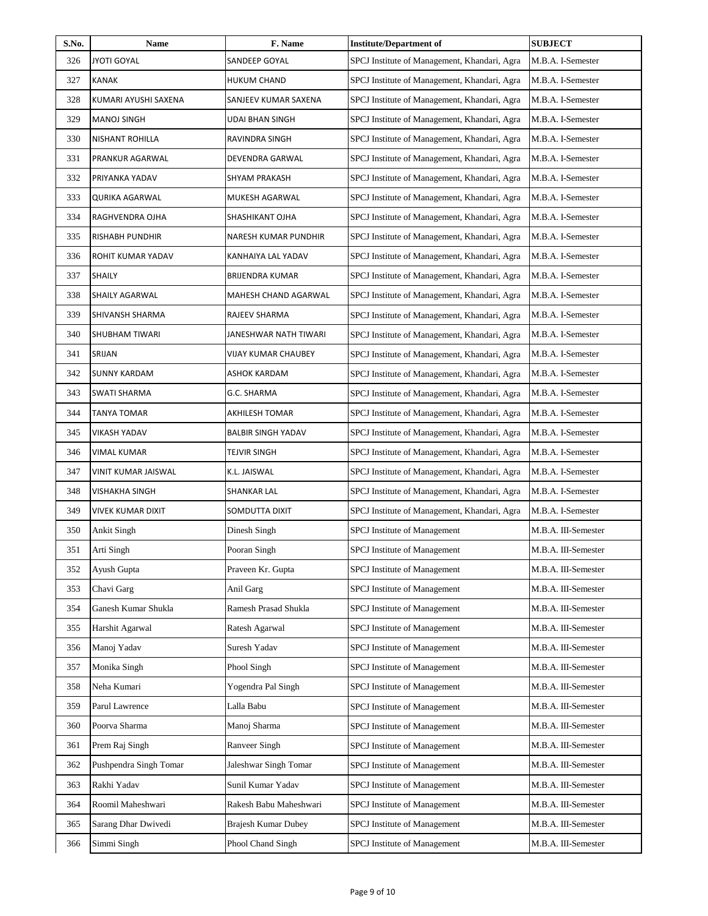| S.No. | Name | F. Name | Institute/Department of | SUBJECT |
|---|---|---|---|---|
| 326 | JYOTI GOYAL | SANDEEP GOYAL | SPCJ Institute of Management, Khandari, Agra | M.B.A. I-Semester |
| 327 | KANAK | HUKUM CHAND | SPCJ Institute of Management, Khandari, Agra | M.B.A. I-Semester |
| 328 | KUMARI AYUSHI SAXENA | SANJEEV KUMAR SAXENA | SPCJ Institute of Management, Khandari, Agra | M.B.A. I-Semester |
| 329 | MANOJ SINGH | UDAI BHAN SINGH | SPCJ Institute of Management, Khandari, Agra | M.B.A. I-Semester |
| 330 | NISHANT ROHILLA | RAVINDRA SINGH | SPCJ Institute of Management, Khandari, Agra | M.B.A. I-Semester |
| 331 | PRANKUR AGARWAL | DEVENDRA GARWAL | SPCJ Institute of Management, Khandari, Agra | M.B.A. I-Semester |
| 332 | PRIYANKA YADAV | SHYAM PRAKASH | SPCJ Institute of Management, Khandari, Agra | M.B.A. I-Semester |
| 333 | QURIKA AGARWAL | MUKESH AGARWAL | SPCJ Institute of Management, Khandari, Agra | M.B.A. I-Semester |
| 334 | RAGHVENDRA OJHA | SHASHIKANT OJHA | SPCJ Institute of Management, Khandari, Agra | M.B.A. I-Semester |
| 335 | RISHABH PUNDHIR | NARESH KUMAR PUNDHIR | SPCJ Institute of Management, Khandari, Agra | M.B.A. I-Semester |
| 336 | ROHIT KUMAR YADAV | KANHAIYA LAL YADAV | SPCJ Institute of Management, Khandari, Agra | M.B.A. I-Semester |
| 337 | SHAILY | BRIJENDRA KUMAR | SPCJ Institute of Management, Khandari, Agra | M.B.A. I-Semester |
| 338 | SHAILY AGARWAL | MAHESH CHAND AGARWAL | SPCJ Institute of Management, Khandari, Agra | M.B.A. I-Semester |
| 339 | SHIVANSH SHARMA | RAJEEV SHARMA | SPCJ Institute of Management, Khandari, Agra | M.B.A. I-Semester |
| 340 | SHUBHAM TIWARI | JANESHWAR NATH TIWARI | SPCJ Institute of Management, Khandari, Agra | M.B.A. I-Semester |
| 341 | SRIJAN | VIJAY KUMAR CHAUBEY | SPCJ Institute of Management, Khandari, Agra | M.B.A. I-Semester |
| 342 | SUNNY KARDAM | ASHOK KARDAM | SPCJ Institute of Management, Khandari, Agra | M.B.A. I-Semester |
| 343 | SWATI SHARMA | G.C. SHARMA | SPCJ Institute of Management, Khandari, Agra | M.B.A. I-Semester |
| 344 | TANYA TOMAR | AKHILESH TOMAR | SPCJ Institute of Management, Khandari, Agra | M.B.A. I-Semester |
| 345 | VIKASH YADAV | BALBIR SINGH YADAV | SPCJ Institute of Management, Khandari, Agra | M.B.A. I-Semester |
| 346 | VIMAL KUMAR | TEJVIR SINGH | SPCJ Institute of Management, Khandari, Agra | M.B.A. I-Semester |
| 347 | VINIT KUMAR JAISWAL | K.L. JAISWAL | SPCJ Institute of Management, Khandari, Agra | M.B.A. I-Semester |
| 348 | VISHAKHA SINGH | SHANKAR LAL | SPCJ Institute of Management, Khandari, Agra | M.B.A. I-Semester |
| 349 | VIVEK KUMAR DIXIT | SOMDUTTA DIXIT | SPCJ Institute of Management, Khandari, Agra | M.B.A. I-Semester |
| 350 | Ankit Singh | Dinesh Singh | SPCJ Institute of Management | M.B.A. III-Semester |
| 351 | Arti Singh | Pooran Singh | SPCJ Institute of Management | M.B.A. III-Semester |
| 352 | Ayush Gupta | Praveen Kr. Gupta | SPCJ Institute of Management | M.B.A. III-Semester |
| 353 | Chavi Garg | Anil Garg | SPCJ Institute of Management | M.B.A. III-Semester |
| 354 | Ganesh Kumar Shukla | Ramesh Prasad Shukla | SPCJ Institute of Management | M.B.A. III-Semester |
| 355 | Harshit Agarwal | Ratesh Agarwal | SPCJ Institute of Management | M.B.A. III-Semester |
| 356 | Manoj Yadav | Suresh Yadav | SPCJ Institute of Management | M.B.A. III-Semester |
| 357 | Monika Singh | Phool Singh | SPCJ Institute of Management | M.B.A. III-Semester |
| 358 | Neha Kumari | Yogendra Pal Singh | SPCJ Institute of Management | M.B.A. III-Semester |
| 359 | Parul Lawrence | Lalla Babu | SPCJ Institute of Management | M.B.A. III-Semester |
| 360 | Poorva Sharma | Manoj Sharma | SPCJ Institute of Management | M.B.A. III-Semester |
| 361 | Prem Raj Singh | Ranveer Singh | SPCJ Institute of Management | M.B.A. III-Semester |
| 362 | Pushpendra Singh Tomar | Jaleshwar Singh Tomar | SPCJ Institute of Management | M.B.A. III-Semester |
| 363 | Rakhi Yadav | Sunil Kumar Yadav | SPCJ Institute of Management | M.B.A. III-Semester |
| 364 | Roomil Maheshwari | Rakesh Babu Maheshwari | SPCJ Institute of Management | M.B.A. III-Semester |
| 365 | Sarang Dhar Dwivedi | Brajesh Kumar Dubey | SPCJ Institute of Management | M.B.A. III-Semester |
| 366 | Simmi Singh | Phool Chand Singh | SPCJ Institute of Management | M.B.A. III-Semester |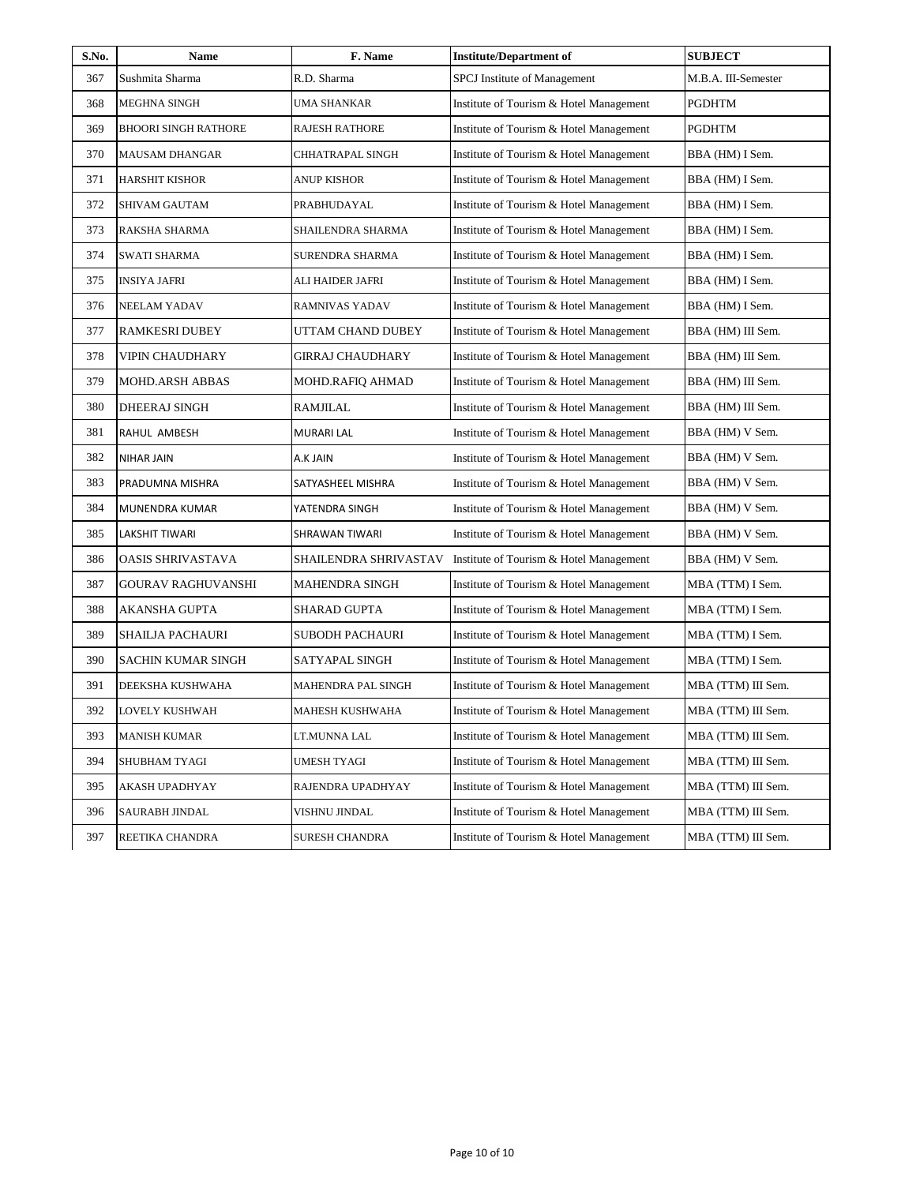| S.No. | Name | F. Name | Institute/Department of | SUBJECT |
|---|---|---|---|---|
| 367 | Sushmita Sharma | R.D. Sharma | SPCJ Institute of Management | M.B.A. III-Semester |
| 368 | MEGHNA SINGH | UMA SHANKAR | Institute of Tourism & Hotel Management | PGDHTM |
| 369 | BHOORI SINGH RATHORE | RAJESH RATHORE | Institute of Tourism & Hotel Management | PGDHTM |
| 370 | MAUSAM DHANGAR | CHHATRAPAL SINGH | Institute of Tourism & Hotel Management | BBA (HM) I Sem. |
| 371 | HARSHIT KISHOR | ANUP KISHOR | Institute of Tourism & Hotel Management | BBA (HM) I Sem. |
| 372 | SHIVAM GAUTAM | PRABHUDAYAL | Institute of Tourism & Hotel Management | BBA (HM) I Sem. |
| 373 | RAKSHA SHARMA | SHAILENDRA SHARMA | Institute of Tourism & Hotel Management | BBA (HM) I Sem. |
| 374 | SWATI SHARMA | SURENDRA SHARMA | Institute of Tourism & Hotel Management | BBA (HM) I Sem. |
| 375 | INSIYA JAFRI | ALI HAIDER JAFRI | Institute of Tourism & Hotel Management | BBA (HM) I Sem. |
| 376 | NEELAM YADAV | RAMNIVAS YADAV | Institute of Tourism & Hotel Management | BBA (HM) I Sem. |
| 377 | RAMKESRI DUBEY | UTTAM CHAND DUBEY | Institute of Tourism & Hotel Management | BBA (HM) III Sem. |
| 378 | VIPIN CHAUDHARY | GIRRAJ CHAUDHARY | Institute of Tourism & Hotel Management | BBA (HM) III Sem. |
| 379 | MOHD.ARSH ABBAS | MOHD.RAFIQ AHMAD | Institute of Tourism & Hotel Management | BBA (HM) III Sem. |
| 380 | DHEERAJ SINGH | RAMJILAL | Institute of Tourism & Hotel Management | BBA (HM) III Sem. |
| 381 | RAHUL AMBESH | MURARI LAL | Institute of Tourism & Hotel Management | BBA (HM) V Sem. |
| 382 | NIHAR JAIN | A.K JAIN | Institute of Tourism & Hotel Management | BBA (HM) V Sem. |
| 383 | PRADUMNA MISHRA | SATYASHEEL MISHRA | Institute of Tourism & Hotel Management | BBA (HM) V Sem. |
| 384 | MUNENDRA KUMAR | YATENDRA SINGH | Institute of Tourism & Hotel Management | BBA (HM) V Sem. |
| 385 | LAKSHIT TIWARI | SHRAWAN TIWARI | Institute of Tourism & Hotel Management | BBA (HM) V Sem. |
| 386 | OASIS SHRIVASTAVA | SHAILENDRA SHRIVASTAV | Institute of Tourism & Hotel Management | BBA (HM) V Sem. |
| 387 | GOURAV RAGHUVANSHI | MAHENDRA SINGH | Institute of Tourism & Hotel Management | MBA (TTM) I Sem. |
| 388 | AKANSHA GUPTA | SHARAD GUPTA | Institute of Tourism & Hotel Management | MBA (TTM) I Sem. |
| 389 | SHAILJA PACHAURI | SUBODH PACHAURI | Institute of Tourism & Hotel Management | MBA (TTM) I Sem. |
| 390 | SACHIN KUMAR SINGH | SATYAPAL SINGH | Institute of Tourism & Hotel Management | MBA (TTM) I Sem. |
| 391 | DEEKSHA KUSHWAHA | MAHENDRA PAL SINGH | Institute of Tourism & Hotel Management | MBA (TTM) III Sem. |
| 392 | LOVELY KUSHWAH | MAHESH KUSHWAHA | Institute of Tourism & Hotel Management | MBA (TTM) III Sem. |
| 393 | MANISH KUMAR | LT.MUNNA LAL | Institute of Tourism & Hotel Management | MBA (TTM) III Sem. |
| 394 | SHUBHAM TYAGI | UMESH TYAGI | Institute of Tourism & Hotel Management | MBA (TTM) III Sem. |
| 395 | AKASH UPADHYAY | RAJENDRA UPADHYAY | Institute of Tourism & Hotel Management | MBA (TTM) III Sem. |
| 396 | SAURABH JINDAL | VISHNU JINDAL | Institute of Tourism & Hotel Management | MBA (TTM) III Sem. |
| 397 | REETIKA CHANDRA | SURESH CHANDRA | Institute of Tourism & Hotel Management | MBA (TTM) III Sem. |